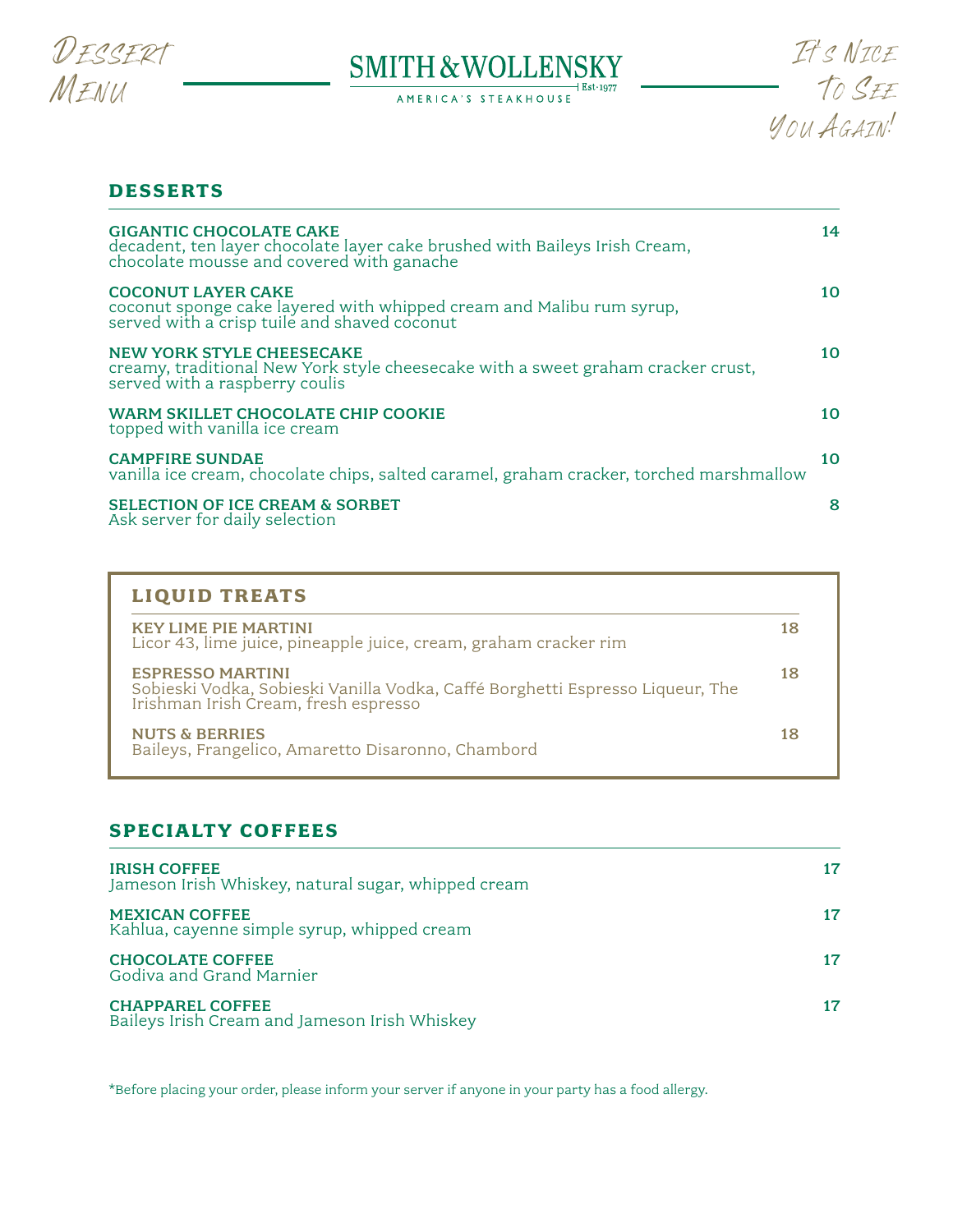Dessert Menu

# SMITH & WOLLENSKY

AMERICA'S STEAKHOUSE

Est. 1977

It's Nice To See You Again!

## DESSERTS

**GIGANTIC CHOCOLATE CAKE** — 14
decadent, ten layer chocolate layer cake brushed with Baileys Irish Cream, chocolate mousse and covered with ganache

**COCONUT LAYER CAKE** — 10
coconut sponge cake layered with whipped cream and Malibu rum syrup, served with a crisp tuile and shaved coconut

**NEW YORK STYLE CHEESECAKE** — 10
creamy, traditional New York style cheesecake with a sweet graham cracker crust, served with a raspberry coulis

**WARM SKILLET CHOCOLATE CHIP COOKIE** — 10
topped with vanilla ice cream

**CAMPFIRE SUNDAE** — 10
vanilla ice cream, chocolate chips, salted caramel, graham cracker, torched marshmallow

**SELECTION OF ICE CREAM & SORBET** — 8
Ask server for daily selection

## LIQUID TREATS

**KEY LIME PIE MARTINI** — 18
Licor 43, lime juice, pineapple juice, cream, graham cracker rim

**ESPRESSO MARTINI** — 18
Sobieski Vodka, Sobieski Vanilla Vodka, Caffé Borghetti Espresso Liqueur, The Irishman Irish Cream, fresh espresso

**NUTS & BERRIES** — 18
Baileys, Frangelico, Amaretto Disaronno, Chambord

## SPECIALTY COFFEES

**IRISH COFFEE** — 17
Jameson Irish Whiskey, natural sugar, whipped cream

**MEXICAN COFFEE** — 17
Kahlua, cayenne simple syrup, whipped cream

**CHOCOLATE COFFEE** — 17
Godiva and Grand Marnier

**CHAPPAREL COFFEE** — 17
Baileys Irish Cream and Jameson Irish Whiskey

*Before placing your order, please inform your server if anyone in your party has a food allergy.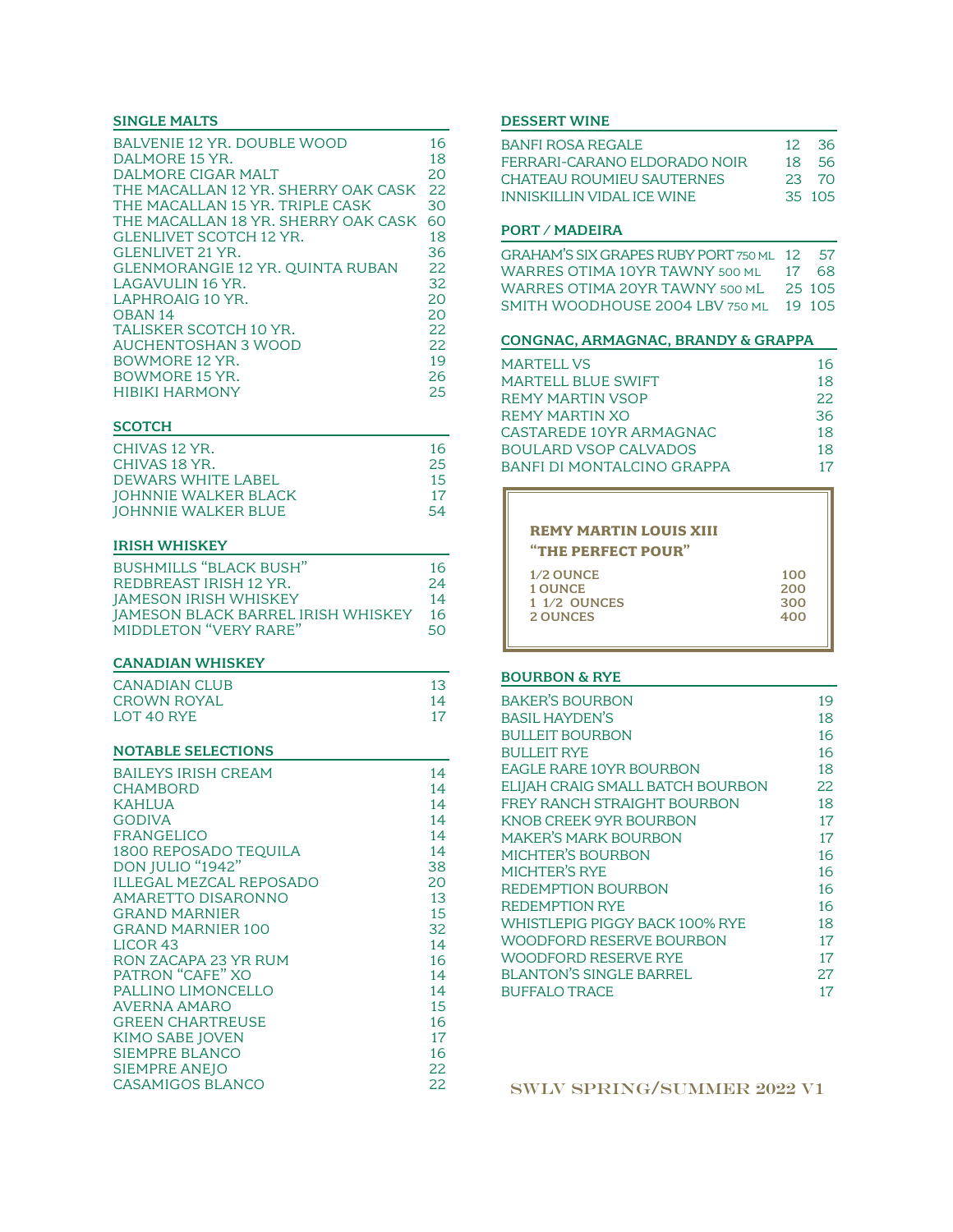## SINGLE MALTS

| | |
|---|---|
| BALVENIE 12 YR. DOUBLE WOOD | 16 |
| DALMORE 15 YR. | 18 |
| DALMORE CIGAR MALT | 20 |
| THE MACALLAN 12 YR. SHERRY OAK CASK | 22 |
| THE MACALLAN 15 YR. TRIPLE CASK | 30 |
| THE MACALLAN 18 YR. SHERRY OAK CASK | 60 |
| GLENLIVET SCOTCH 12 YR. | 18 |
| GLENLIVET 21 YR. | 36 |
| GLENMORANGIE 12 YR. QUINTA RUBAN | 22 |
| LAGAVULIN 16 YR. | 32 |
| LAPHROAIG 10 YR. | 20 |
| OBAN 14 | 20 |
| TALISKER SCOTCH 10 YR. | 22 |
| AUCHENTOSHAN 3 WOOD | 22 |
| BOWMORE 12 YR. | 19 |
| BOWMORE 15 YR. | 26 |
| HIBIKI HARMONY | 25 |

## SCOTCH

| | |
|---|---|
| CHIVAS 12 YR. | 16 |
| CHIVAS 18 YR. | 25 |
| DEWARS WHITE LABEL | 15 |
| JOHNNIE WALKER BLACK | 17 |
| JOHNNIE WALKER BLUE | 54 |

## IRISH WHISKEY

| | |
|---|---|
| BUSHMILLS "BLACK BUSH" | 16 |
| REDBREAST IRISH 12 YR. | 24 |
| JAMESON IRISH WHISKEY | 14 |
| JAMESON BLACK BARREL IRISH WHISKEY | 16 |
| MIDDLETON "VERY RARE" | 50 |

## CANADIAN WHISKEY

| | |
|---|---|
| CANADIAN CLUB | 13 |
| CROWN ROYAL | 14 |
| LOT 40 RYE | 17 |

## NOTABLE SELECTIONS

| | |
|---|---|
| BAILEYS IRISH CREAM | 14 |
| CHAMBORD | 14 |
| KAHLUA | 14 |
| GODIVA | 14 |
| FRANGELICO | 14 |
| 1800 REPOSADO TEQUILA | 14 |
| DON JULIO "1942" | 38 |
| ILLEGAL MEZCAL REPOSADO | 20 |
| AMARETTO DISARONNO | 13 |
| GRAND MARNIER | 15 |
| GRAND MARNIER 100 | 32 |
| LICOR 43 | 14 |
| RON ZACAPA 23 YR RUM | 16 |
| PATRON "CAFE" XO | 14 |
| PALLINO LIMONCELLO | 14 |
| AVERNA AMARO | 15 |
| GREEN CHARTREUSE | 16 |
| KIMO SABE JOVEN | 17 |
| SIEMPRE BLANCO | 16 |
| SIEMPRE ANEJO | 22 |
| CASAMIGOS BLANCO | 22 |

## DESSERT WINE

| | | |
|---|---|---|
| BANFI ROSA REGALE | 12 | 36 |
| FERRARI-CARANO ELDORADO NOIR | 18 | 56 |
| CHATEAU ROUMIEU SAUTERNES | 23 | 70 |
| INNISKILLIN VIDAL ICE WINE | 35 | 105 |

## PORT / MADEIRA

| | | |
|---|---|---|
| GRAHAM'S SIX GRAPES RUBY PORT 750 ML | 12 | 57 |
| WARRES OTIMA 10YR TAWNY 500 ML | 17 | 68 |
| WARRES OTIMA 20YR TAWNY 500 ML | 25 | 105 |
| SMITH WOODHOUSE 2004 LBV 750 ML | 19 | 105 |

## CONGNAC, ARMAGNAC, BRANDY & GRAPPA

| | |
|---|---|
| MARTELL VS | 16 |
| MARTELL BLUE SWIFT | 18 |
| REMY MARTIN VSOP | 22 |
| REMY MARTIN XO | 36 |
| CASTAREDE 10YR ARMAGNAC | 18 |
| BOULARD VSOP CALVADOS | 18 |
| BANFI DI MONTALCINO GRAPPA | 17 |

### REMY MARTIN LOUIS XIII
### "THE PERFECT POUR"

| | |
|---|---|
| 1/2 OUNCE | 100 |
| 1 OUNCE | 200 |
| 1 1/2 OUNCES | 300 |
| 2 OUNCES | 400 |

## BOURBON & RYE

| | |
|---|---|
| BAKER'S BOURBON | 19 |
| BASIL HAYDEN'S | 18 |
| BULLEIT BOURBON | 16 |
| BULLEIT RYE | 16 |
| EAGLE RARE 10YR BOURBON | 18 |
| ELIJAH CRAIG SMALL BATCH BOURBON | 22 |
| FREY RANCH STRAIGHT BOURBON | 18 |
| KNOB CREEK 9YR BOURBON | 17 |
| MAKER'S MARK BOURBON | 17 |
| MICHTER'S BOURBON | 16 |
| MICHTER'S RYE | 16 |
| REDEMPTION BOURBON | 16 |
| REDEMPTION RYE | 16 |
| WHISTLEPIG PIGGY BACK 100% RYE | 18 |
| WOODFORD RESERVE BOURBON | 17 |
| WOODFORD RESERVE RYE | 17 |
| BLANTON'S SINGLE BARREL | 27 |
| BUFFALO TRACE | 17 |

SWLV SPRING/SUMMER 2022 V1